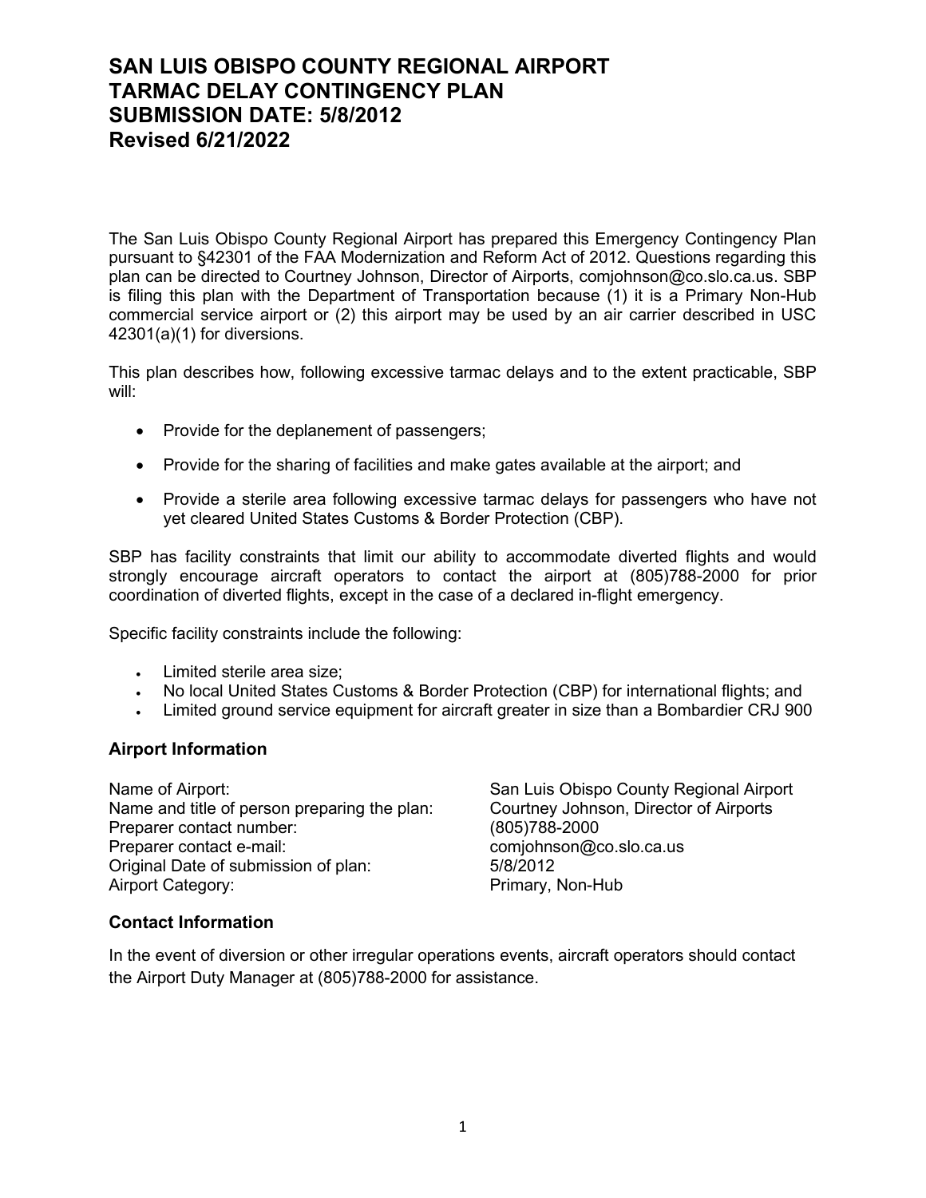# SAN LUIS OBISPO COUNTY REGIONAL AIRPORT TARMAC DELAY CONTINGENCY PLAN SUBMISSION DATE: 5/8/2012 Revised 6/21/2022

The San Luis Obispo County Regional Airport has prepared this Emergency Contingency Plan pursuant to §42301 of the FAA Modernization and Reform Act of 2012. Questions regarding this plan can be directed to Courtney Johnson, Director of Airports, comjohnson@co.slo.ca.us. SBP is filing this plan with the Department of Transportation because (1) it is a Primary Non-Hub commercial service airport or (2) this airport may be used by an air carrier described in USC 42301(a)(1) for diversions.

This plan describes how, following excessive tarmac delays and to the extent practicable, SBP will:

- Provide for the deplanement of passengers;
- Provide for the sharing of facilities and make gates available at the airport; and
- Provide a sterile area following excessive tarmac delays for passengers who have not yet cleared United States Customs & Border Protection (CBP).

SBP has facility constraints that limit our ability to accommodate diverted flights and would strongly encourage aircraft operators to contact the airport at (805)788-2000 for prior coordination of diverted flights, except in the case of a declared in-flight emergency.

Specific facility constraints include the following:

- Limited sterile area size;
- No local United States Customs & Border Protection (CBP) for international flights; and
- Limited ground service equipment for aircraft greater in size than a Bombardier CRJ 900

## Airport Information

| | |
|---|---|
| Name of Airport: | San Luis Obispo County Regional Airport |
| Name and title of person preparing the plan: | Courtney Johnson, Director of Airports |
| Preparer contact number: | (805)788-2000 |
| Preparer contact e-mail: | comjohnson@co.slo.ca.us |
| Original Date of submission of plan: | 5/8/2012 |
| Airport Category: | Primary, Non-Hub |

## Contact Information

In the event of diversion or other irregular operations events, aircraft operators should contact the Airport Duty Manager at (805)788-2000 for assistance.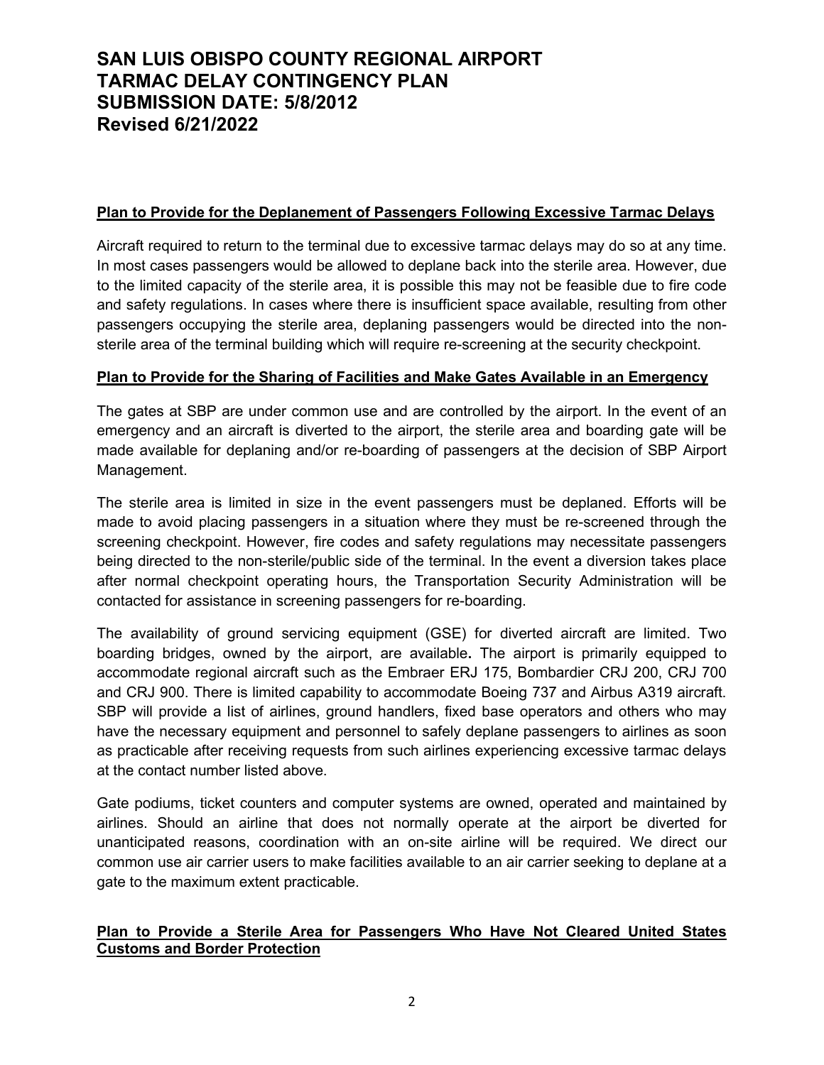# SAN LUIS OBISPO COUNTY REGIONAL AIRPORT TARMAC DELAY CONTINGENCY PLAN SUBMISSION DATE: 5/8/2012 Revised 6/21/2022

**Plan to Provide for the Deplanement of Passengers Following Excessive Tarmac Delays**

Aircraft required to return to the terminal due to excessive tarmac delays may do so at any time. In most cases passengers would be allowed to deplane back into the sterile area. However, due to the limited capacity of the sterile area, it is possible this may not be feasible due to fire code and safety regulations. In cases where there is insufficient space available, resulting from other passengers occupying the sterile area, deplaning passengers would be directed into the non-sterile area of the terminal building which will require re-screening at the security checkpoint.

**Plan to Provide for the Sharing of Facilities and Make Gates Available in an Emergency**

The gates at SBP are under common use and are controlled by the airport. In the event of an emergency and an aircraft is diverted to the airport, the sterile area and boarding gate will be made available for deplaning and/or re-boarding of passengers at the decision of SBP Airport Management.

The sterile area is limited in size in the event passengers must be deplaned. Efforts will be made to avoid placing passengers in a situation where they must be re-screened through the screening checkpoint. However, fire codes and safety regulations may necessitate passengers being directed to the non-sterile/public side of the terminal. In the event a diversion takes place after normal checkpoint operating hours, the Transportation Security Administration will be contacted for assistance in screening passengers for re-boarding.

The availability of ground servicing equipment (GSE) for diverted aircraft are limited. Two boarding bridges, owned by the airport, are available**.** The airport is primarily equipped to accommodate regional aircraft such as the Embraer ERJ 175, Bombardier CRJ 200, CRJ 700 and CRJ 900. There is limited capability to accommodate Boeing 737 and Airbus A319 aircraft. SBP will provide a list of airlines, ground handlers, fixed base operators and others who may have the necessary equipment and personnel to safely deplane passengers to airlines as soon as practicable after receiving requests from such airlines experiencing excessive tarmac delays at the contact number listed above.

Gate podiums, ticket counters and computer systems are owned, operated and maintained by airlines. Should an airline that does not normally operate at the airport be diverted for unanticipated reasons, coordination with an on-site airline will be required. We direct our common use air carrier users to make facilities available to an air carrier seeking to deplane at a gate to the maximum extent practicable.

**Plan to Provide a Sterile Area for Passengers Who Have Not Cleared United States Customs and Border Protection**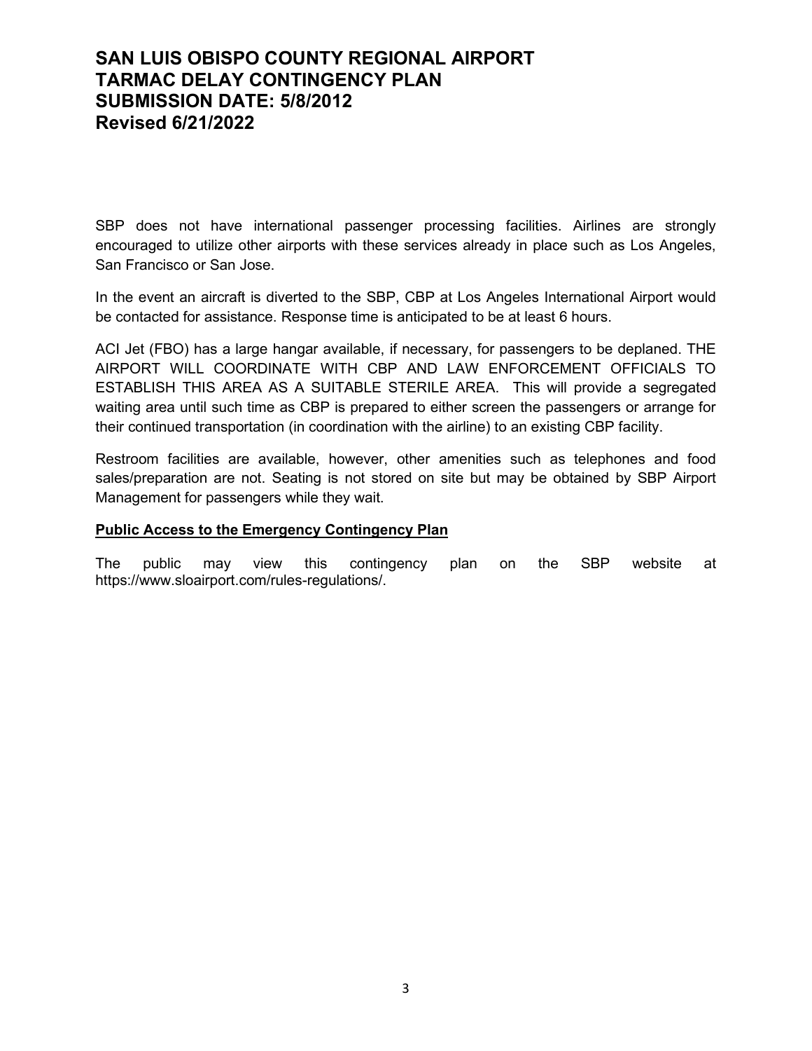# SAN LUIS OBISPO COUNTY REGIONAL AIRPORT
# TARMAC DELAY CONTINGENCY PLAN
# SUBMISSION DATE: 5/8/2012
# Revised 6/21/2022

SBP does not have international passenger processing facilities. Airlines are strongly encouraged to utilize other airports with these services already in place such as Los Angeles, San Francisco or San Jose.

In the event an aircraft is diverted to the SBP, CBP at Los Angeles International Airport would be contacted for assistance. Response time is anticipated to be at least 6 hours.

ACI Jet (FBO) has a large hangar available, if necessary, for passengers to be deplaned. THE AIRPORT WILL COORDINATE WITH CBP AND LAW ENFORCEMENT OFFICIALS TO ESTABLISH THIS AREA AS A SUITABLE STERILE AREA. This will provide a segregated waiting area until such time as CBP is prepared to either screen the passengers or arrange for their continued transportation (in coordination with the airline) to an existing CBP facility.

Restroom facilities are available, however, other amenities such as telephones and food sales/preparation are not. Seating is not stored on site but may be obtained by SBP Airport Management for passengers while they wait.

**Public Access to the Emergency Contingency Plan**

The public may view this contingency plan on the SBP website at https://www.sloairport.com/rules-regulations/.